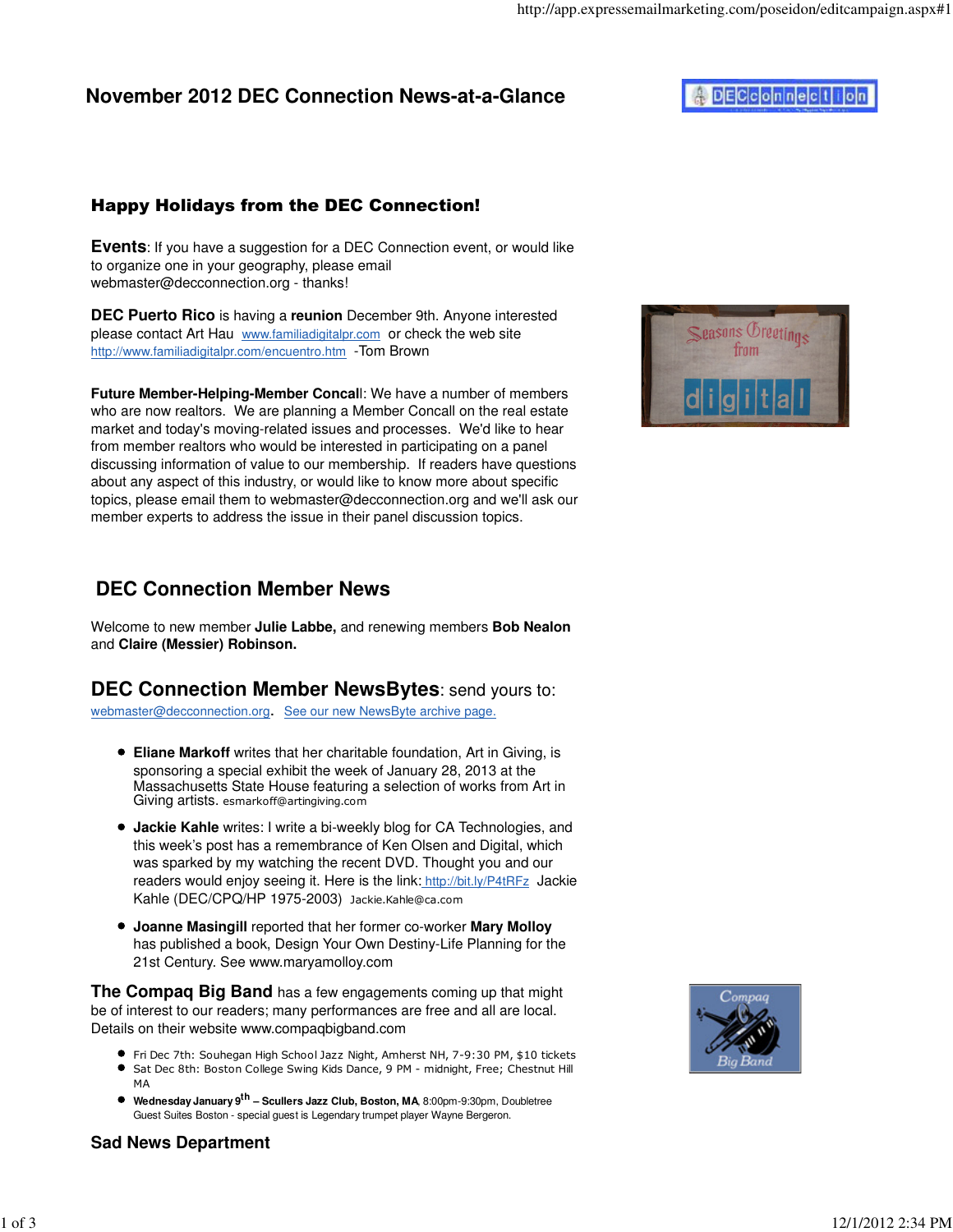# November 2012 DEC Connection News-at-a-Glance

## Happy Holidays from the DEC Connection!

**Events**: If you have a suggestion for a DEC Connection event, or would like to organize one in your geography, please email webmaster@decconnection.org - thanks!

**DEC Puerto Rico** is having a **reunion** December 9th. Anyone interested please contact Art Hau www.familiadigitalpr.com or check the web site http://www.familiadigitalpr.com/encuentro.htm -Tom Brown

**Future Member-Helping-Member Concall**: We have a number of members who are now realtors. We are planning a Member Concall on the real estate market and today's moving-related issues and processes. We'd like to hear from member realtors who would be interested in participating on a panel discussing information of value to our membership. If readers have questions about any aspect of this industry, or would like to know more about specific topics, please email them to webmaster@decconnection.org and we'll ask our member experts to address the issue in their panel discussion topics.

## DEC Connection Member News

Welcome to new member **Julie Labbe,** and renewing members **Bob Nealon** and **Claire (Messier) Robinson.**

## DEC Connection Member NewsBytes: send yours to:

webmaster@decconnection.org. See our new NewsByte archive page.

- **Eliane Markoff** writes that her charitable foundation, Art in Giving, is sponsoring a special exhibit the week of January 28, 2013 at the Massachusetts State House featuring a selection of works from Art in Giving artists. esmarkoff@artingiving.com
- **Jackie Kahle** writes: I write a bi-weekly blog for CA Technologies, and this week's post has a remembrance of Ken Olsen and Digital, which was sparked by my watching the recent DVD. Thought you and our readers would enjoy seeing it. Here is the link: http://bit.ly/P4tRFz Jackie Kahle (DEC/CPQ/HP 1975-2003) Jackie.Kahle@ca.com
- **Joanne Masingill** reported that her former co-worker **Mary Molloy** has published a book, Design Your Own Destiny-Life Planning for the 21st Century. See www.maryamolloy.com

**The Compaq Big Band** has a few engagements coming up that might be of interest to our readers; many performances are free and all are local. Details on their website www.compaqbigband.com

- Fri Dec 7th: Souhegan High School Jazz Night, Amherst NH, 7-9:30 PM, $10 tickets
- Sat Dec 8th: Boston College Swing Kids Dance, 9 PM - midnight, Free; Chestnut Hill MA
- **Wednesday January 9th – Scullers Jazz Club, Boston, MA**, 8:00pm-9:30pm, Doubletree Guest Suites Boston - special guest is Legendary trumpet player Wayne Bergeron.

## Sad News Department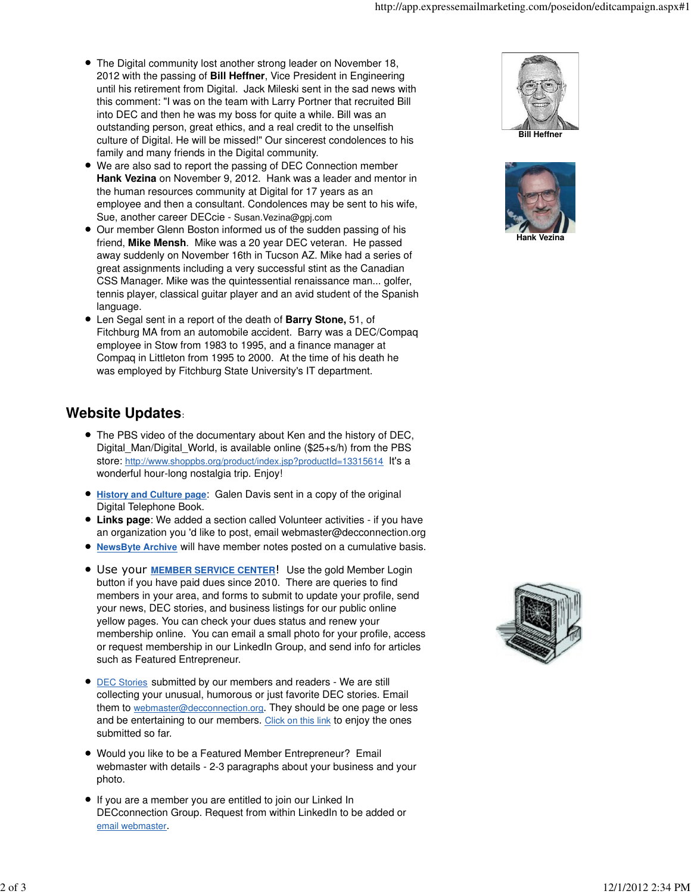- The Digital community lost another strong leader on November 18, 2012 with the passing of **Bill Heffner**, Vice President in Engineering until his retirement from Digital. Jack Mileski sent in the sad news with this comment: "I was on the team with Larry Portner that recruited Bill into DEC and then he was my boss for quite a while. Bill was an outstanding person, great ethics, and a real credit to the unselfish culture of Digital. He will be missed!" Our sincerest condolences to his family and many friends in the Digital community.
- We are also sad to report the passing of DEC Connection member **Hank Vezina** on November 9, 2012. Hank was a leader and mentor in the human resources community at Digital for 17 years as an employee and then a consultant. Condolences may be sent to his wife, Sue, another career DECcie - Susan.Vezina@gpj.com
- Our member Glenn Boston informed us of the sudden passing of his friend, **Mike Mensh**. Mike was a 20 year DEC veteran. He passed away suddenly on November 16th in Tucson AZ. Mike had a series of great assignments including a very successful stint as the Canadian CSS Manager. Mike was the quintessential renaissance man... golfer, tennis player, classical guitar player and an avid student of the Spanish language.
- Len Segal sent in a report of the death of **Barry Stone,** 51, of Fitchburg MA from an automobile accident. Barry was a DEC/Compaq employee in Stow from 1983 to 1995, and a finance manager at Compaq in Littleton from 1995 to 2000. At the time of his death he was employed by Fitchburg State University's IT department.

Bill Heffner

Hank Vezina

## Website Updates:

- The PBS video of the documentary about Ken and the history of DEC, Digital_Man/Digital_World, is available online ($25+s/h) from the PBS store: http://www.shoppbs.org/product/index.jsp?productId=13315614 It's a wonderful hour-long nostalgia trip. Enjoy!
- **History and Culture page**: Galen Davis sent in a copy of the original Digital Telephone Book.
- **Links page**: We added a section called Volunteer activities - if you have an organization you 'd like to post, email webmaster@decconnection.org
- **NewsByte Archive** will have member notes posted on a cumulative basis.
- Use your **MEMBER SERVICE CENTER**! Use the gold Member Login button if you have paid dues since 2010. There are queries to find members in your area, and forms to submit to update your profile, send your news, DEC stories, and business listings for our public online yellow pages. You can check your dues status and renew your membership online. You can email a small photo for your profile, access or request membership in our LinkedIn Group, and send info for articles such as Featured Entrepreneur.
- DEC Stories submitted by our members and readers - We are still collecting your unusual, humorous or just favorite DEC stories. Email them to webmaster@decconnection.org. They should be one page or less and be entertaining to our members. Click on this link to enjoy the ones submitted so far.
- Would you like to be a Featured Member Entrepreneur? Email webmaster with details - 2-3 paragraphs about your business and your photo.
- If you are a member you are entitled to join our Linked In DECconnection Group. Request from within LinkedIn to be added or email webmaster.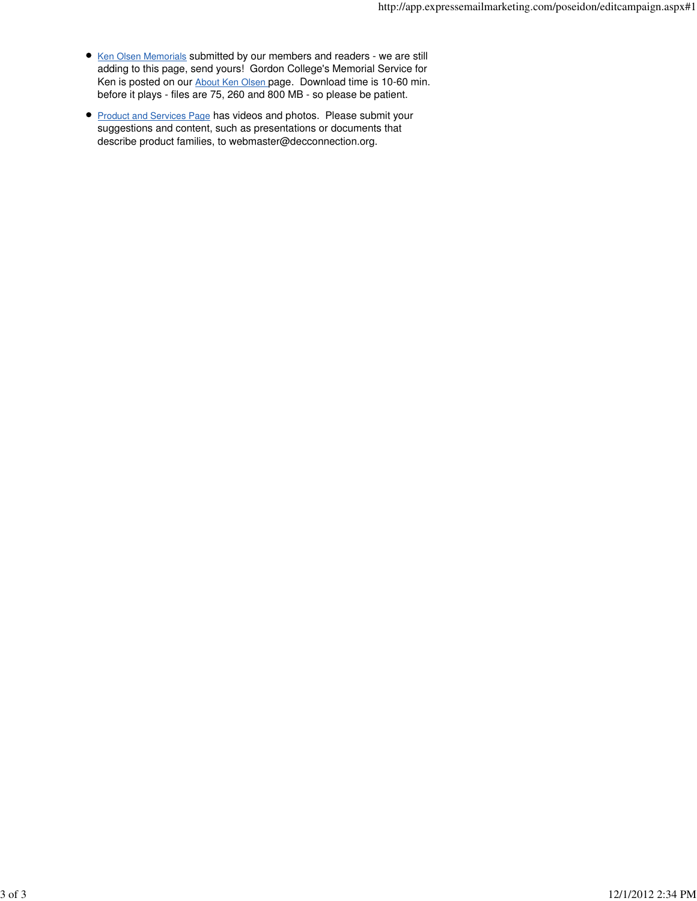- Ken Olsen Memorials submitted by our members and readers - we are still adding to this page, send yours! Gordon College's Memorial Service for Ken is posted on our About Ken Olsen page. Download time is 10-60 min. before it plays - files are 75, 260 and 800 MB - so please be patient.
- Product and Services Page has videos and photos. Please submit your suggestions and content, such as presentations or documents that describe product families, to webmaster@decconnection.org.